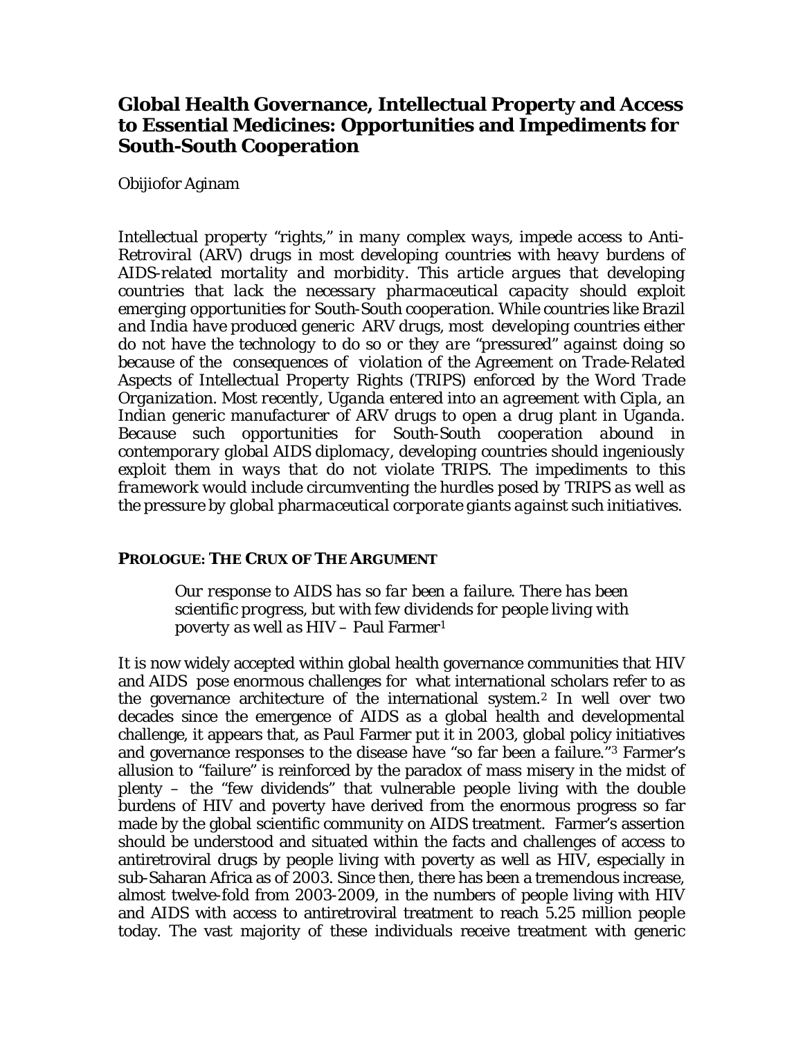# Global Health Governance, Intellectual Property and Access to Essential Medicines: Opportunities and Impediments for South-South Cooperation

Obijiofor Aginam

*Intellectual property "rights," in many complex ways, impede access to Anti-Retroviral (ARV) drugs in most developing countries with heavy burdens of AIDS-related mortality and morbidity. This article argues that developing countries that lack the necessary pharmaceutical capacity should exploit emerging opportunities for South-South cooperation. While countries like Brazil and India have produced generic ARV drugs, most developing countries either do not have the technology to do so or they are "pressured" against doing so because of the consequences of violation of the Agreement on Trade-Related Aspects of Intellectual Property Rights (TRIPS) enforced by the Word Trade Organization. Most recently, Uganda entered into an agreement with Cipla, an Indian generic manufacturer of ARV drugs to open a drug plant in Uganda. Because such opportunities for South-South cooperation abound in contemporary global AIDS diplomacy, developing countries should ingeniously exploit them in ways that do not violate TRIPS. The impediments to this framework would include circumventing the hurdles posed by TRIPS as well as the pressure by global pharmaceutical corporate giants against such initiatives.*

## PROLOGUE: THE CRUX OF THE ARGUMENT

> *Our response to AIDS has so far been a failure. There has been scientific progress, but with few dividends for people living with poverty as well as HIV* – Paul Farmer[1]

It is now widely accepted within global health governance communities that HIV and AIDS pose enormous challenges for what international scholars refer to as the governance architecture of the international system.[2] In well over two decades since the emergence of AIDS as a global health and developmental challenge, it appears that, as Paul Farmer put it in 2003, global policy initiatives and governance responses to the disease have "so far been a failure."[3] Farmer's allusion to "failure" is reinforced by the paradox of mass misery in the midst of plenty – the "few dividends" that vulnerable people living with the double burdens of HIV and poverty have derived from the enormous progress so far made by the global scientific community on AIDS treatment. Farmer's assertion should be understood and situated within the facts and challenges of access to antiretroviral drugs by people living with poverty as well as HIV, especially in sub-Saharan Africa as of 2003. Since then, there has been a tremendous increase, almost twelve-fold from 2003-2009, in the numbers of people living with HIV and AIDS with access to antiretroviral treatment to reach 5.25 million people today. The vast majority of these individuals receive treatment with generic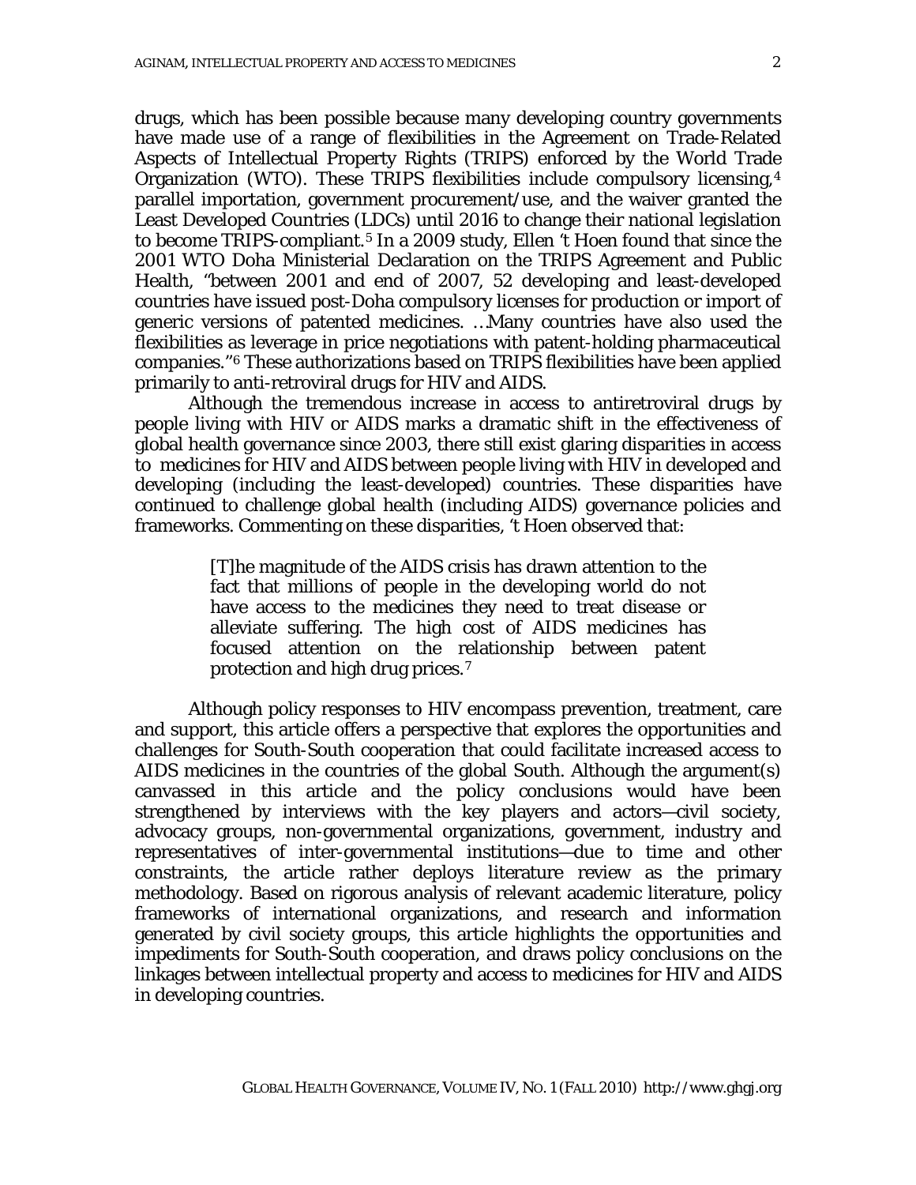drugs, which has been possible because many developing country governments have made use of a range of flexibilities in the Agreement on Trade-Related Aspects of Intellectual Property Rights (TRIPS) enforced by the World Trade Organization (WTO). These TRIPS flexibilities include compulsory licensing,[4] parallel importation, government procurement/use, and the waiver granted the Least Developed Countries (LDCs) until 2016 to change their national legislation to become TRIPS-compliant.[5] In a 2009 study, Ellen 't Hoen found that since the 2001 WTO Doha Ministerial Declaration on the TRIPS Agreement and Public Health, "between 2001 and end of 2007, 52 developing and least-developed countries have issued post-Doha compulsory licenses for production or import of generic versions of patented medicines. …Many countries have also used the flexibilities as leverage in price negotiations with patent-holding pharmaceutical companies."[6] These authorizations based on TRIPS flexibilities have been applied primarily to anti-retroviral drugs for HIV and AIDS.

Although the tremendous increase in access to antiretroviral drugs by people living with HIV or AIDS marks a dramatic shift in the effectiveness of global health governance since 2003, there still exist glaring disparities in access to medicines for HIV and AIDS between people living with HIV in developed and developing (including the least-developed) countries. These disparities have continued to challenge global health (including AIDS) governance policies and frameworks. Commenting on these disparities, 't Hoen observed that:

> [T]he magnitude of the AIDS crisis has drawn attention to the fact that millions of people in the developing world do not have access to the medicines they need to treat disease or alleviate suffering. The high cost of AIDS medicines has focused attention on the relationship between patent protection and high drug prices.[7]

Although policy responses to HIV encompass prevention, treatment, care and support, this article offers a perspective that explores the opportunities and challenges for South-South cooperation that could facilitate increased access to AIDS medicines in the countries of the global South. Although the argument(s) canvassed in this article and the policy conclusions would have been strengthened by interviews with the key players and actors—civil society, advocacy groups, non-governmental organizations, government, industry and representatives of inter-governmental institutions—due to time and other constraints, the article rather deploys literature review as the primary methodology. Based on rigorous analysis of relevant academic literature, policy frameworks of international organizations, and research and information generated by civil society groups, this article highlights the opportunities and impediments for South-South cooperation, and draws policy conclusions on the linkages between intellectual property and access to medicines for HIV and AIDS in developing countries.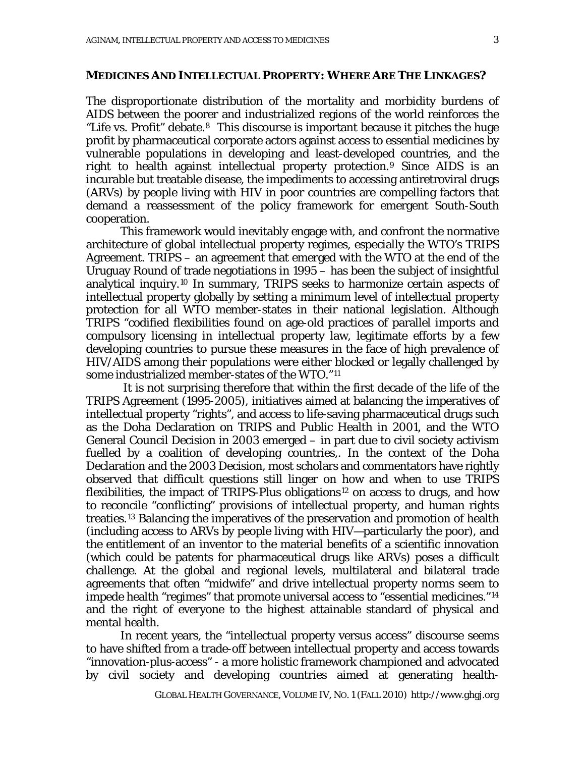## MEDICINES AND INTELLECTUAL PROPERTY: WHERE ARE THE LINKAGES?

The disproportionate distribution of the mortality and morbidity burdens of AIDS between the poorer and industrialized regions of the world reinforces the "Life vs. Profit" debate.[8] This discourse is important because it pitches the huge profit by pharmaceutical corporate actors against access to essential medicines by vulnerable populations in developing and least-developed countries, and the right to health against intellectual property protection.[9] Since AIDS is an incurable but treatable disease, the impediments to accessing antiretroviral drugs (ARVs) by people living with HIV in poor countries are compelling factors that demand a reassessment of the policy framework for emergent South-South cooperation.

This framework would inevitably engage with, and confront the normative architecture of global intellectual property regimes, especially the WTO's TRIPS Agreement. TRIPS – an agreement that emerged with the WTO at the end of the Uruguay Round of trade negotiations in 1995 – has been the subject of insightful analytical inquiry.[10] In summary, TRIPS seeks to harmonize certain aspects of intellectual property globally by setting a minimum level of intellectual property protection for all WTO member-states in their national legislation. Although TRIPS "codified flexibilities found on age-old practices of parallel imports and compulsory licensing in intellectual property law, legitimate efforts by a few developing countries to pursue these measures in the face of high prevalence of HIV/AIDS among their populations were either blocked or legally challenged by some industrialized member-states of the WTO."[11]

It is not surprising therefore that within the first decade of the life of the TRIPS Agreement (1995-2005), initiatives aimed at balancing the imperatives of intellectual property "rights", and access to life-saving pharmaceutical drugs such as the Doha Declaration on TRIPS and Public Health in 2001, and the WTO General Council Decision in 2003 emerged – in part due to civil society activism fuelled by a coalition of developing countries,. In the context of the Doha Declaration and the 2003 Decision, most scholars and commentators have rightly observed that difficult questions still linger on how and when to use TRIPS flexibilities, the impact of TRIPS-Plus obligations[12] on access to drugs, and how to reconcile "conflicting" provisions of intellectual property, and human rights treaties.[13] Balancing the imperatives of the preservation and promotion of health (including access to ARVs by people living with HIV—particularly the poor), and the entitlement of an inventor to the material benefits of a scientific innovation (which could be patents for pharmaceutical drugs like ARVs) poses a difficult challenge. At the global and regional levels, multilateral and bilateral trade agreements that often "midwife" and drive intellectual property norms seem to impede health "regimes" that promote universal access to "essential medicines."[14] and the right of everyone to the highest attainable standard of physical and mental health.

In recent years, the "intellectual property versus access" discourse seems to have shifted from a trade-off between intellectual property and access towards "innovation-plus-access" - a more holistic framework championed and advocated by civil society and developing countries aimed at generating health-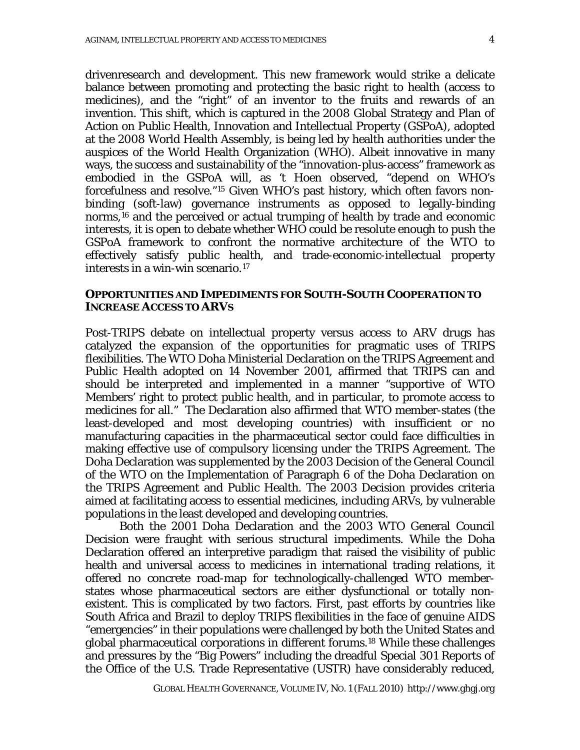drivenresearch and development. This new framework would strike a delicate balance between promoting and protecting the basic right to health (access to medicines), and the "right" of an inventor to the fruits and rewards of an invention. This shift, which is captured in the 2008 Global Strategy and Plan of Action on Public Health, Innovation and Intellectual Property (GSPoA), adopted at the 2008 World Health Assembly, is being led by health authorities under the auspices of the World Health Organization (WHO). Albeit innovative in many ways, the success and sustainability of the "innovation-plus-access" framework as embodied in the GSPoA will, as 't Hoen observed, "depend on WHO's forcefulness and resolve."[15] Given WHO's past history, which often favors non-binding (soft-law) governance instruments as opposed to legally-binding norms,[16] and the perceived or actual trumping of health by trade and economic interests, it is open to debate whether WHO could be resolute enough to push the GSPoA framework to confront the normative architecture of the WTO to effectively satisfy public health, and trade-economic-intellectual property interests in a win-win scenario.[17]

## OPPORTUNITIES AND IMPEDIMENTS FOR SOUTH-SOUTH COOPERATION TO INCREASE ACCESS TO ARVS

Post-TRIPS debate on intellectual property versus access to ARV drugs has catalyzed the expansion of the opportunities for pragmatic uses of TRIPS flexibilities. The WTO Doha Ministerial Declaration on the TRIPS Agreement and Public Health adopted on 14 November 2001, affirmed that TRIPS can and should be interpreted and implemented in a manner "supportive of WTO Members' right to protect public health, and in particular, to promote access to medicines for all." The Declaration also affirmed that WTO member-states (the least-developed and most developing countries) with insufficient or no manufacturing capacities in the pharmaceutical sector could face difficulties in making effective use of compulsory licensing under the TRIPS Agreement. The Doha Declaration was supplemented by the 2003 Decision of the General Council of the WTO on the Implementation of Paragraph 6 of the Doha Declaration on the TRIPS Agreement and Public Health. The 2003 Decision provides criteria aimed at facilitating access to essential medicines, including ARVs, by vulnerable populations in the least developed and developing countries.

Both the 2001 Doha Declaration and the 2003 WTO General Council Decision were fraught with serious structural impediments. While the Doha Declaration offered an interpretive paradigm that raised the visibility of public health and universal access to medicines in international trading relations, it offered no concrete road-map for technologically-challenged WTO member-states whose pharmaceutical sectors are either dysfunctional or totally non-existent. This is complicated by two factors. First, past efforts by countries like South Africa and Brazil to deploy TRIPS flexibilities in the face of genuine AIDS "emergencies" in their populations were challenged by both the United States and global pharmaceutical corporations in different forums.[18] While these challenges and pressures by the "Big Powers" including the dreadful Special 301 Reports of the Office of the U.S. Trade Representative (USTR) have considerably reduced,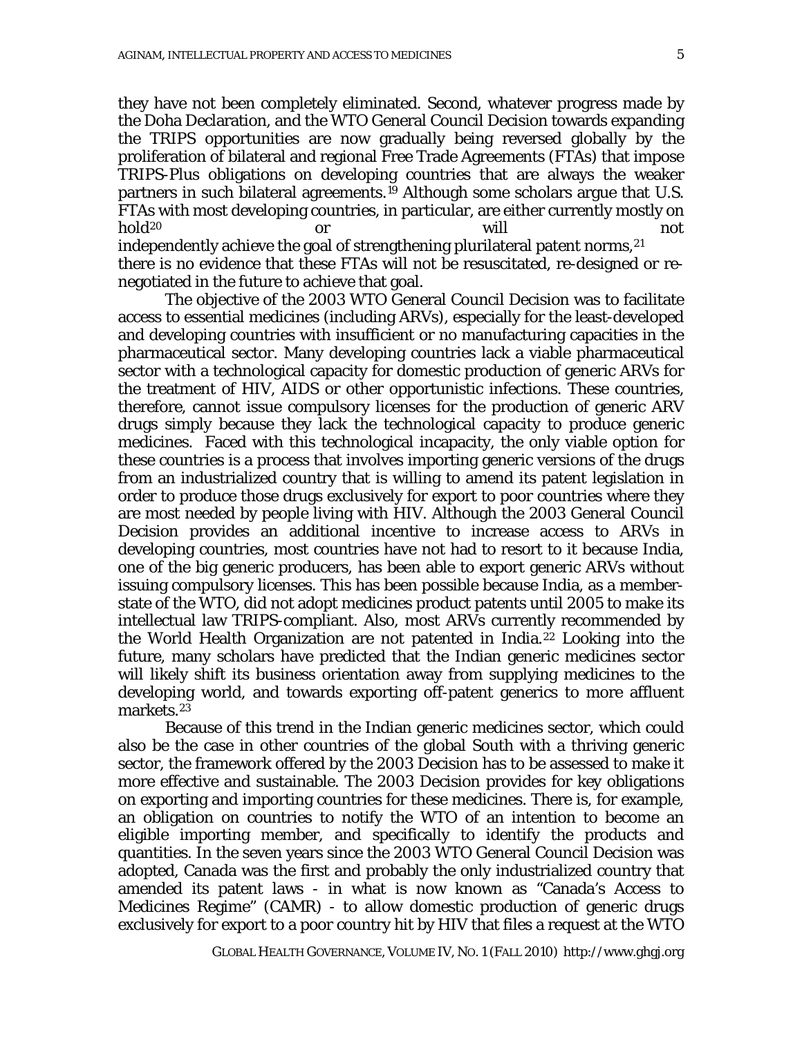they have not been completely eliminated. Second, whatever progress made by the Doha Declaration, and the WTO General Council Decision towards expanding the TRIPS opportunities are now gradually being reversed globally by the proliferation of bilateral and regional Free Trade Agreements (FTAs) that impose TRIPS-Plus obligations on developing countries that are always the weaker partners in such bilateral agreements.[19] Although some scholars argue that U.S. FTAs with most developing countries, in particular, are either currently mostly on hold[20] or will not independently achieve the goal of strengthening plurilateral patent norms,[21] there is no evidence that these FTAs will not be resuscitated, re-designed or re-negotiated in the future to achieve that goal.

The objective of the 2003 WTO General Council Decision was to facilitate access to essential medicines (including ARVs), especially for the least-developed and developing countries with insufficient or no manufacturing capacities in the pharmaceutical sector. Many developing countries lack a viable pharmaceutical sector with a technological capacity for domestic production of generic ARVs for the treatment of HIV, AIDS or other opportunistic infections. These countries, therefore, cannot issue compulsory licenses for the production of generic ARV drugs simply because they lack the technological capacity to produce generic medicines. Faced with this technological incapacity, the only viable option for these countries is a process that involves importing generic versions of the drugs from an industrialized country that is willing to amend its patent legislation in order to produce those drugs exclusively for export to poor countries where they are most needed by people living with HIV. Although the 2003 General Council Decision provides an additional incentive to increase access to ARVs in developing countries, most countries have not had to resort to it because India, one of the big generic producers, has been able to export generic ARVs without issuing compulsory licenses. This has been possible because India, as a member-state of the WTO, did not adopt medicines product patents until 2005 to make its intellectual law TRIPS-compliant. Also, most ARVs currently recommended by the World Health Organization are not patented in India.[22] Looking into the future, many scholars have predicted that the Indian generic medicines sector will likely shift its business orientation away from supplying medicines to the developing world, and towards exporting off-patent generics to more affluent markets.[23]

Because of this trend in the Indian generic medicines sector, which could also be the case in other countries of the global South with a thriving generic sector, the framework offered by the 2003 Decision has to be assessed to make it more effective and sustainable. The 2003 Decision provides for key obligations on exporting and importing countries for these medicines. There is, for example, an obligation on countries to notify the WTO of an intention to become an eligible importing member, and specifically to identify the products and quantities. In the seven years since the 2003 WTO General Council Decision was adopted, Canada was the first and probably the only industrialized country that amended its patent laws - in what is now known as "Canada's Access to Medicines Regime" (CAMR) - to allow domestic production of generic drugs exclusively for export to a poor country hit by HIV that files a request at the WTO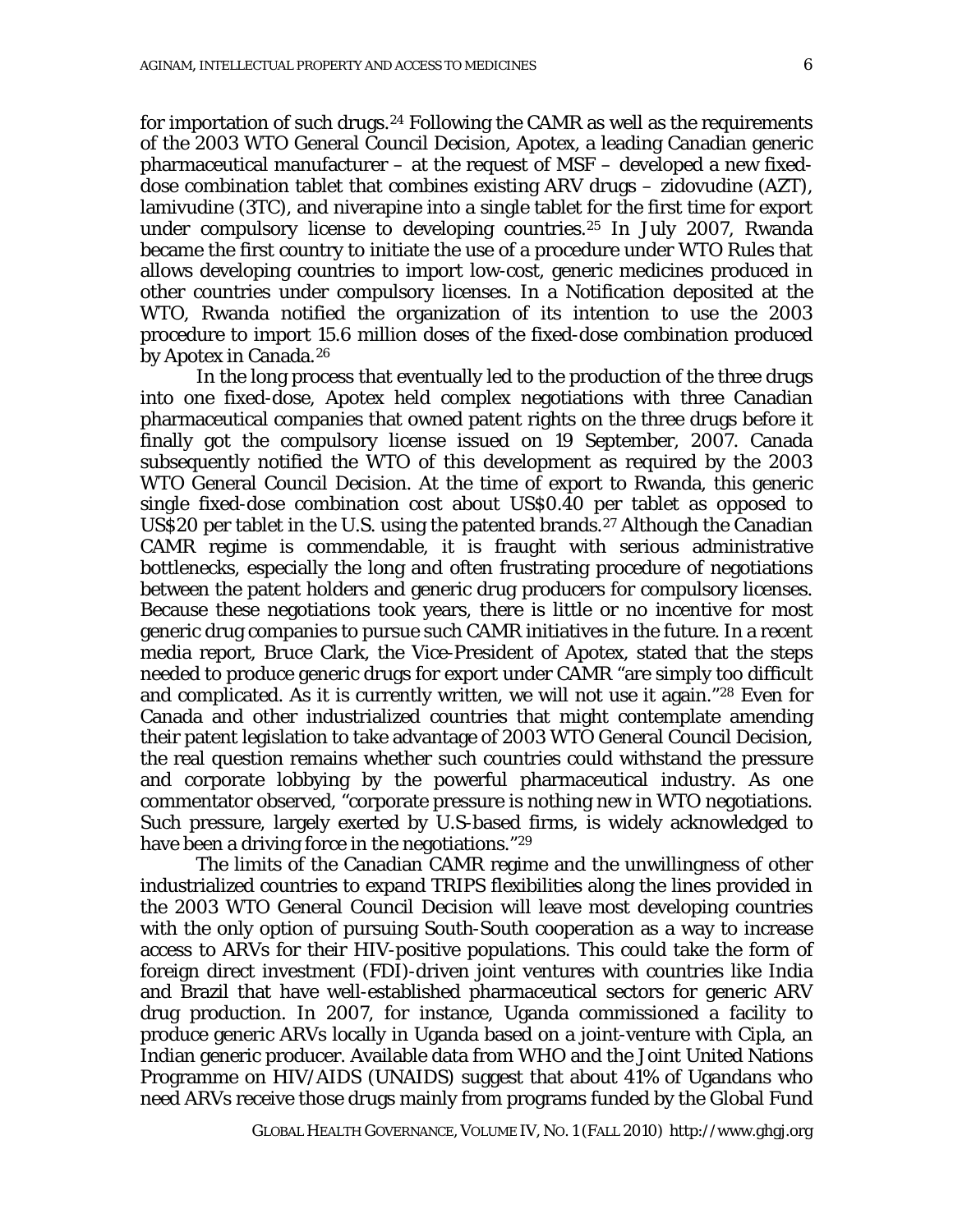for importation of such drugs.[24] Following the CAMR as well as the requirements of the 2003 WTO General Council Decision, Apotex, a leading Canadian generic pharmaceutical manufacturer – at the request of MSF – developed a new fixed-dose combination tablet that combines existing ARV drugs – zidovudine (AZT), lamivudine (3TC), and niverapine into a single tablet for the first time for export under compulsory license to developing countries.[25] In July 2007, Rwanda became the first country to initiate the use of a procedure under WTO Rules that allows developing countries to import low-cost, generic medicines produced in other countries under compulsory licenses. In a Notification deposited at the WTO, Rwanda notified the organization of its intention to use the 2003 procedure to import 15.6 million doses of the fixed-dose combination produced by Apotex in Canada.[26]

In the long process that eventually led to the production of the three drugs into one fixed-dose, Apotex held complex negotiations with three Canadian pharmaceutical companies that owned patent rights on the three drugs before it finally got the compulsory license issued on 19 September, 2007. Canada subsequently notified the WTO of this development as required by the 2003 WTO General Council Decision. At the time of export to Rwanda, this generic single fixed-dose combination cost about US$0.40 per tablet as opposed to US$20 per tablet in the U.S. using the patented brands.[27] Although the Canadian CAMR regime is commendable, it is fraught with serious administrative bottlenecks, especially the long and often frustrating procedure of negotiations between the patent holders and generic drug producers for compulsory licenses. Because these negotiations took years, there is little or no incentive for most generic drug companies to pursue such CAMR initiatives in the future. In a recent media report, Bruce Clark, the Vice-President of Apotex, stated that the steps needed to produce generic drugs for export under CAMR "are simply too difficult and complicated. As it is currently written, we will not use it again."[28] Even for Canada and other industrialized countries that might contemplate amending their patent legislation to take advantage of 2003 WTO General Council Decision, the real question remains whether such countries could withstand the pressure and corporate lobbying by the powerful pharmaceutical industry. As one commentator observed, "corporate pressure is nothing new in WTO negotiations. Such pressure, largely exerted by U.S-based firms, is widely acknowledged to have been a driving force in the negotiations."[29]

The limits of the Canadian CAMR regime and the unwillingness of other industrialized countries to expand TRIPS flexibilities along the lines provided in the 2003 WTO General Council Decision will leave most developing countries with the only option of pursuing South-South cooperation as a way to increase access to ARVs for their HIV-positive populations. This could take the form of foreign direct investment (FDI)-driven joint ventures with countries like India and Brazil that have well-established pharmaceutical sectors for generic ARV drug production. In 2007, for instance, Uganda commissioned a facility to produce generic ARVs locally in Uganda based on a joint-venture with Cipla, an Indian generic producer. Available data from WHO and the Joint United Nations Programme on HIV/AIDS (UNAIDS) suggest that about 41% of Ugandans who need ARVs receive those drugs mainly from programs funded by the Global Fund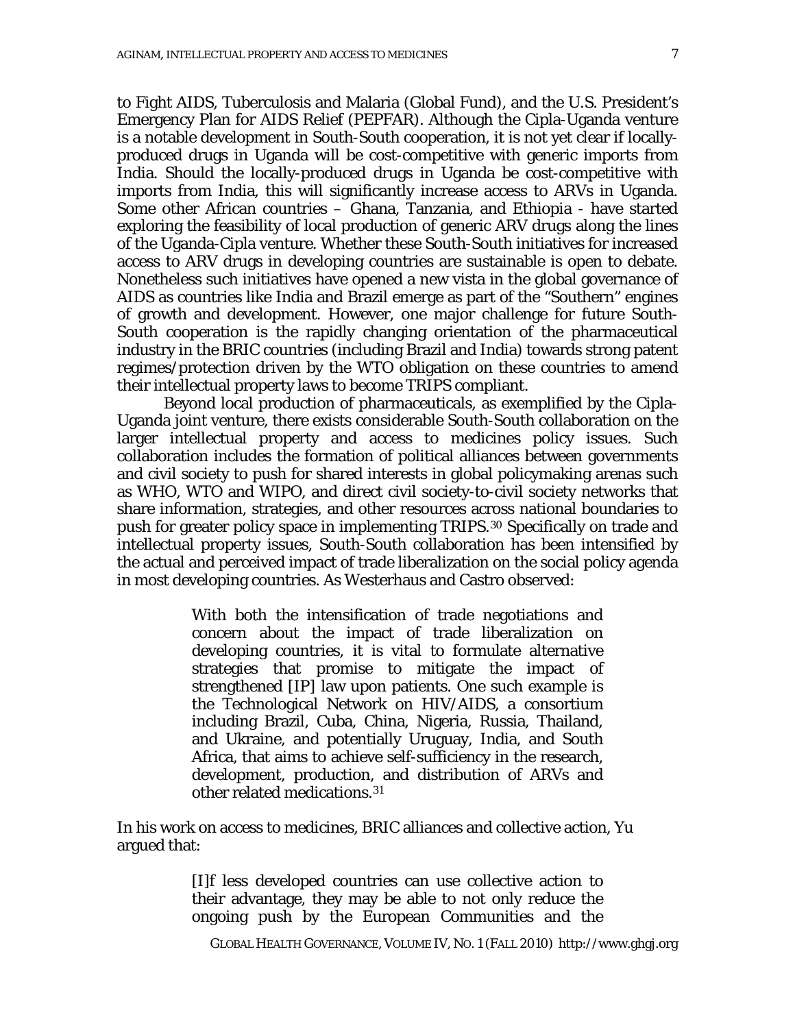to Fight AIDS, Tuberculosis and Malaria (Global Fund), and the U.S. President's Emergency Plan for AIDS Relief (PEPFAR). Although the Cipla-Uganda venture is a notable development in South-South cooperation, it is not yet clear if locally-produced drugs in Uganda will be cost-competitive with generic imports from India. Should the locally-produced drugs in Uganda be cost-competitive with imports from India, this will significantly increase access to ARVs in Uganda. Some other African countries – Ghana, Tanzania, and Ethiopia - have started exploring the feasibility of local production of generic ARV drugs along the lines of the Uganda-Cipla venture. Whether these South-South initiatives for increased access to ARV drugs in developing countries are sustainable is open to debate. Nonetheless such initiatives have opened a new vista in the global governance of AIDS as countries like India and Brazil emerge as part of the "Southern" engines of growth and development. However, one major challenge for future South-South cooperation is the rapidly changing orientation of the pharmaceutical industry in the BRIC countries (including Brazil and India) towards strong patent regimes/protection driven by the WTO obligation on these countries to amend their intellectual property laws to become TRIPS compliant.

Beyond local production of pharmaceuticals, as exemplified by the Cipla-Uganda joint venture, there exists considerable South-South collaboration on the larger intellectual property and access to medicines policy issues. Such collaboration includes the formation of political alliances between governments and civil society to push for shared interests in global policymaking arenas such as WHO, WTO and WIPO, and direct civil society-to-civil society networks that share information, strategies, and other resources across national boundaries to push for greater policy space in implementing TRIPS.[30] Specifically on trade and intellectual property issues, South-South collaboration has been intensified by the actual and perceived impact of trade liberalization on the social policy agenda in most developing countries. As Westerhaus and Castro observed:

> With both the intensification of trade negotiations and concern about the impact of trade liberalization on developing countries, it is vital to formulate alternative strategies that promise to mitigate the impact of strengthened [IP] law upon patients. One such example is the Technological Network on HIV/AIDS, a consortium including Brazil, Cuba, China, Nigeria, Russia, Thailand, and Ukraine, and potentially Uruguay, India, and South Africa, that aims to achieve self-sufficiency in the research, development, production, and distribution of ARVs and other related medications.[31]

In his work on access to medicines, BRIC alliances and collective action, Yu argued that:

> [I]f less developed countries can use collective action to their advantage, they may be able to not only reduce the ongoing push by the European Communities and the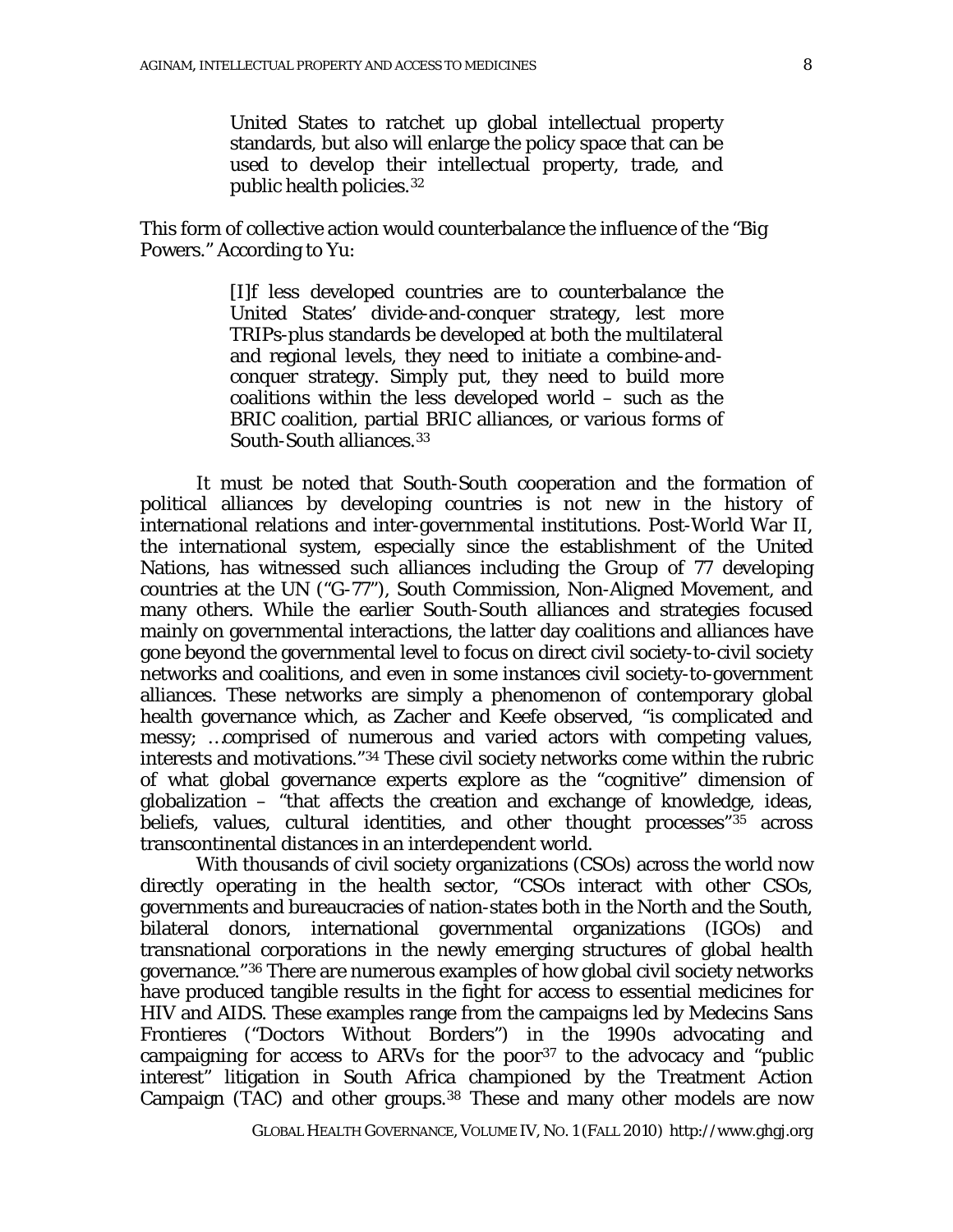> United States to ratchet up global intellectual property standards, but also will enlarge the policy space that can be used to develop their intellectual property, trade, and public health policies.[32]

This form of collective action would counterbalance the influence of the "Big Powers." According to Yu:

> [I]f less developed countries are to counterbalance the United States' divide-and-conquer strategy, lest more TRIPs-plus standards be developed at both the multilateral and regional levels, they need to initiate a combine-and-conquer strategy. Simply put, they need to build more coalitions within the less developed world – such as the BRIC coalition, partial BRIC alliances, or various forms of South-South alliances.[33]

It must be noted that South-South cooperation and the formation of political alliances by developing countries is not new in the history of international relations and inter-governmental institutions. Post-World War II, the international system, especially since the establishment of the United Nations, has witnessed such alliances including the Group of 77 developing countries at the UN ("G-77"), South Commission, Non-Aligned Movement, and many others. While the earlier South-South alliances and strategies focused mainly on governmental interactions, the latter day coalitions and alliances have gone beyond the governmental level to focus on direct civil society-to-civil society networks and coalitions, and even in some instances civil society-to-government alliances. These networks are simply a phenomenon of contemporary global health governance which, as Zacher and Keefe observed, "is complicated and messy; …comprised of numerous and varied actors with competing values, interests and motivations."[34] These civil society networks come within the rubric of what global governance experts explore as the "cognitive" dimension of globalization – "that affects the creation and exchange of knowledge, ideas, beliefs, values, cultural identities, and other thought processes"[35] across transcontinental distances in an interdependent world.

With thousands of civil society organizations (CSOs) across the world now directly operating in the health sector, "CSOs interact with other CSOs, governments and bureaucracies of nation-states both in the North and the South, bilateral donors, international governmental organizations (IGOs) and transnational corporations in the newly emerging structures of global health governance."[36] There are numerous examples of how global civil society networks have produced tangible results in the fight for access to essential medicines for HIV and AIDS. These examples range from the campaigns led by Medecins Sans Frontieres ("Doctors Without Borders") in the 1990s advocating and campaigning for access to ARVs for the poor[37] to the advocacy and "public interest" litigation in South Africa championed by the Treatment Action Campaign (TAC) and other groups.[38] These and many other models are now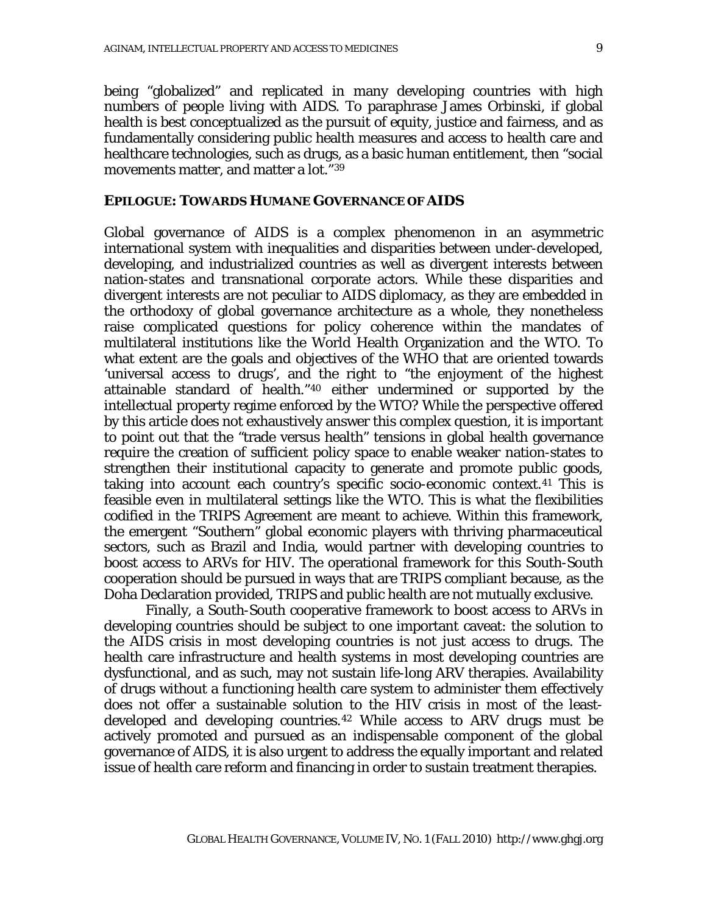being "globalized" and replicated in many developing countries with high numbers of people living with AIDS. To paraphrase James Orbinski, if global health is best conceptualized as the pursuit of equity, justice and fairness, and as fundamentally considering public health measures and access to health care and healthcare technologies, such as drugs, as a basic human entitlement, then "social movements matter, and matter a lot."[39]

## EPILOGUE: TOWARDS HUMANE GOVERNANCE OF AIDS

Global governance of AIDS is a complex phenomenon in an asymmetric international system with inequalities and disparities between under-developed, developing, and industrialized countries as well as divergent interests between nation-states and transnational corporate actors. While these disparities and divergent interests are not peculiar to AIDS diplomacy, as they are embedded in the orthodoxy of global governance architecture as a whole, they nonetheless raise complicated questions for policy coherence within the mandates of multilateral institutions like the World Health Organization and the WTO. To what extent are the goals and objectives of the WHO that are oriented towards 'universal access to drugs', and the right to "the enjoyment of the highest attainable standard of health."[40] either undermined or supported by the intellectual property regime enforced by the WTO? While the perspective offered by this article does not exhaustively answer this complex question, it is important to point out that the "trade versus health" tensions in global health governance require the creation of sufficient policy space to enable weaker nation-states to strengthen their institutional capacity to generate and promote public goods, taking into account each country's specific socio-economic context.[41] This is feasible even in multilateral settings like the WTO. This is what the flexibilities codified in the TRIPS Agreement are meant to achieve. Within this framework, the emergent "Southern" global economic players with thriving pharmaceutical sectors, such as Brazil and India, would partner with developing countries to boost access to ARVs for HIV. The operational framework for this South-South cooperation should be pursued in ways that are TRIPS compliant because, as the Doha Declaration provided, TRIPS and public health are not mutually exclusive.

Finally, a South-South cooperative framework to boost access to ARVs in developing countries should be subject to one important caveat: the solution to the AIDS crisis in most developing countries is not just access to drugs. The health care infrastructure and health systems in most developing countries are dysfunctional, and as such, may not sustain life-long ARV therapies. Availability of drugs without a functioning health care system to administer them effectively does not offer a sustainable solution to the HIV crisis in most of the least-developed and developing countries.[42] While access to ARV drugs must be actively promoted and pursued as an indispensable component of the global governance of AIDS, it is also urgent to address the equally important and related issue of health care reform and financing in order to sustain treatment therapies.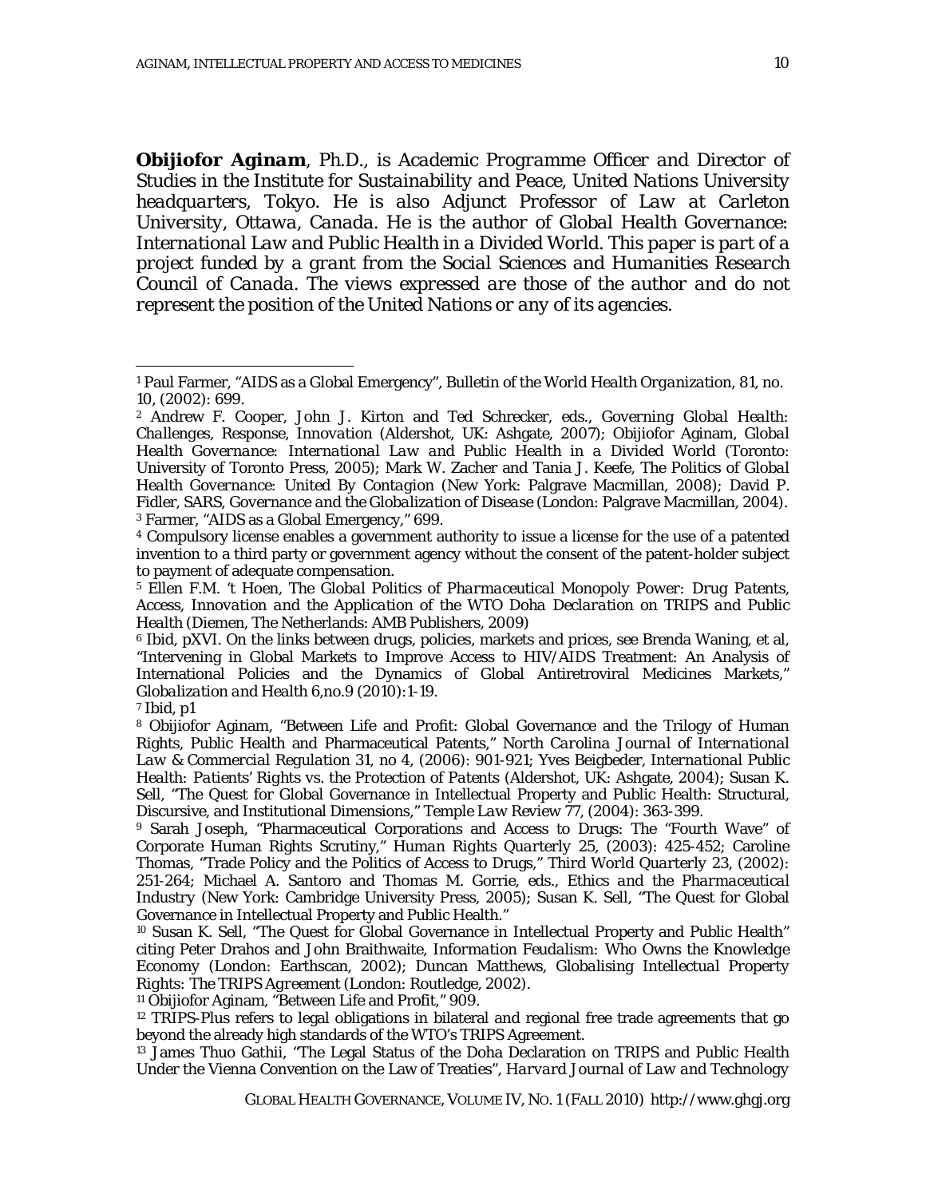***Obijiofor Aginam**, Ph.D., is Academic Programme Officer and Director of Studies in the Institute for Sustainability and Peace, United Nations University headquarters, Tokyo. He is also Adjunct Professor of Law at Carleton University, Ottawa, Canada. He is the author of Global Health Governance: International Law and Public Health in a Divided World. This paper is part of a project funded by a grant from the Social Sciences and Humanities Research Council of Canada. The views expressed are those of the author and do not represent the position of the United Nations or any of its agencies.*

---

[1] Paul Farmer, "AIDS as a Global Emergency", *Bulletin of the World Health Organization*, 81, no. 10, (2002): 699.

[2] Andrew F. Cooper, John J. Kirton and Ted Schrecker, eds., *Governing Global Health: Challenges, Response, Innovation* (Aldershot, UK: Ashgate, 2007); Obijiofor Aginam, *Global Health Governance: International Law and Public Health in a Divided World* (Toronto: University of Toronto Press, 2005); Mark W. Zacher and Tania J. Keefe, *The Politics of Global Health Governance: United By Contagion* (New York: Palgrave Macmillan, 2008); David P. Fidler, *SARS, Governance and the Globalization of Disease* (London: Palgrave Macmillan, 2004).

[3] Farmer, "AIDS as a Global Emergency," 699.

[4] Compulsory license enables a government authority to issue a license for the use of a patented invention to a third party or government agency without the consent of the patent-holder subject to payment of adequate compensation.

[5] Ellen F.M. 't Hoen, *The Global Politics of Pharmaceutical Monopoly Power: Drug Patents, Access, Innovation and the Application of the WTO Doha Declaration on TRIPS and Public Health* (Diemen, The Netherlands: AMB Publishers, 2009)

[6] Ibid, pXVI. On the links between drugs, policies, markets and prices, see Brenda Waning, et al, "Intervening in Global Markets to Improve Access to HIV/AIDS Treatment: An Analysis of International Policies and the Dynamics of Global Antiretroviral Medicines Markets," *Globalization and Health* 6,no.9 (2010):1-19.

[7] Ibid, p1

[8] Obijiofor Aginam, "Between Life and Profit: Global Governance and the Trilogy of Human Rights, Public Health and Pharmaceutical Patents," *North Carolina Journal of International Law & Commercial Regulation* 31, no 4, (2006): 901-921; Yves Beigbeder, *International Public Health: Patients' Rights vs. the Protection of Patents* (Aldershot, UK: Ashgate, 2004); Susan K. Sell, "The Quest for Global Governance in Intellectual Property and Public Health: Structural, Discursive, and Institutional Dimensions," *Temple Law Review* 77, (2004): 363-399.

[9] Sarah Joseph, "Pharmaceutical Corporations and Access to Drugs: The "Fourth Wave" of Corporate Human Rights Scrutiny," *Human Rights Quarterly* 25, (2003): 425-452; Caroline Thomas, "Trade Policy and the Politics of Access to Drugs," *Third World Quarterly* 23, (2002): 251-264; Michael A. Santoro and Thomas M. Gorrie, eds., *Ethics and the Pharmaceutical Industry* (New York: Cambridge University Press, 2005); Susan K. Sell, "The Quest for Global Governance in Intellectual Property and Public Health."

[10] Susan K. Sell, "The Quest for Global Governance in Intellectual Property and Public Health" citing Peter Drahos and John Braithwaite, *Information Feudalism: Who Owns the Knowledge Economy* (London: Earthscan, 2002); Duncan Matthews, *Globalising Intellectual Property Rights: The TRIPS Agreement* (London: Routledge, 2002).

[11] Obijiofor Aginam, "Between Life and Profit," 909.

[12] TRIPS-Plus refers to legal obligations in bilateral and regional free trade agreements that go beyond the already high standards of the WTO's TRIPS Agreement.

[13] James Thuo Gathii, "The Legal Status of the Doha Declaration on TRIPS and Public Health Under the Vienna Convention on the Law of Treaties", *Harvard Journal of Law and Technology*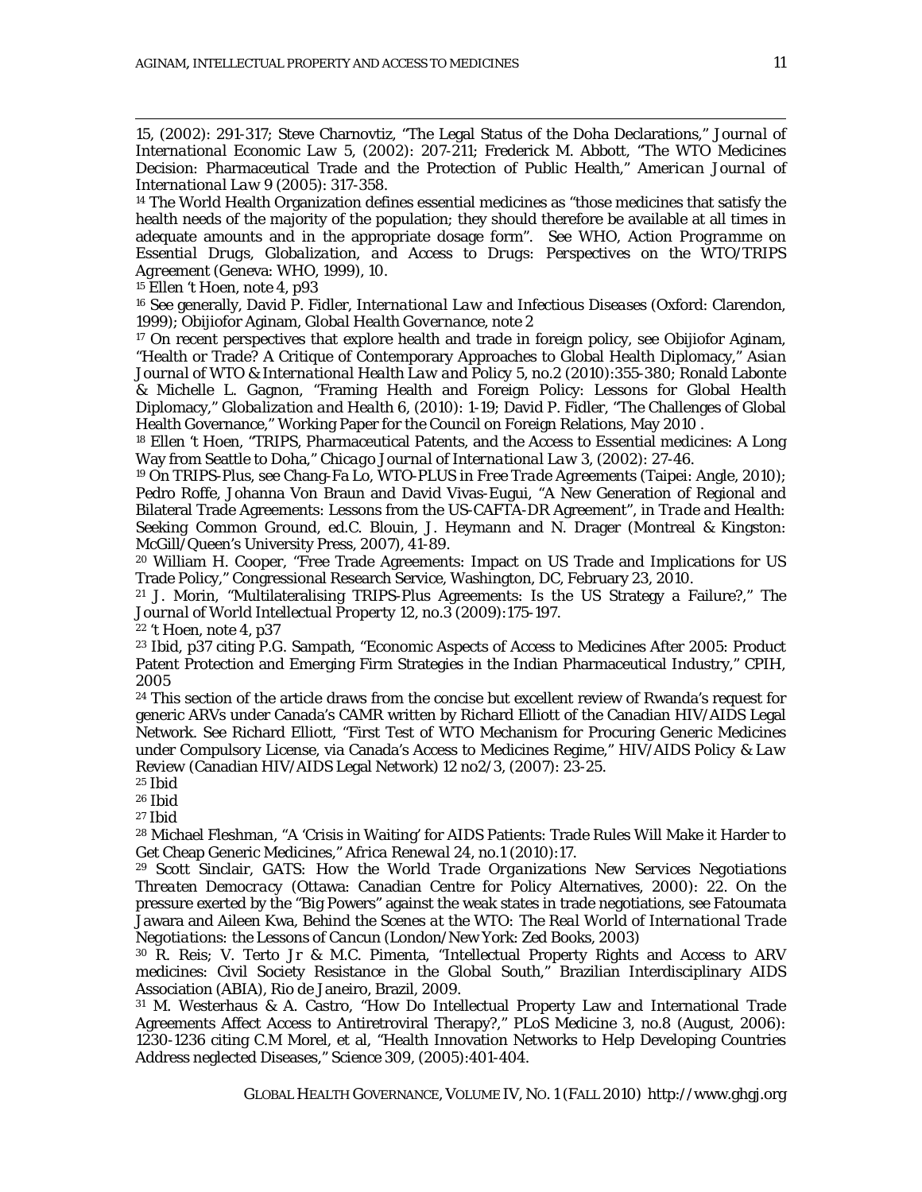15, (2002): 291-317; Steve Charnovtiz, "The Legal Status of the Doha Declarations," *Journal of International Economic Law* 5, (2002): 207-211; Frederick M. Abbott, "The WTO Medicines Decision: Pharmaceutical Trade and the Protection of Public Health," *American Journal of International Law* 9 (2005): 317-358.

[14] The World Health Organization defines essential medicines as "those medicines that satisfy the health needs of the majority of the population; they should therefore be available at all times in adequate amounts and in the appropriate dosage form". See WHO, *Action Programme on Essential Drugs, Globalization, and Access to Drugs: Perspectives on the WTO/TRIPS Agreement* (Geneva: WHO, 1999), 10.

[15] Ellen 't Hoen, note 4, p93

[16] See generally, David P. Fidler, *International Law and Infectious Diseases* (Oxford: Clarendon, 1999); Obijiofor Aginam, *Global Health Governance*, note 2

[17] On recent perspectives that explore health and trade in foreign policy, see Obijiofor Aginam, "Health or Trade? A Critique of Contemporary Approaches to Global Health Diplomacy," *Asian Journal of WTO & International Health Law and Policy* 5, no.2 (2010):355-380; Ronald Labonte & Michelle L. Gagnon, "Framing Health and Foreign Policy: Lessons for Global Health Diplomacy," *Globalization and Health* 6, (2010): 1-19; David P. Fidler, "The Challenges of Global Health Governance," Working Paper for the Council on Foreign Relations, May 2010 .

[18] Ellen 't Hoen, "TRIPS, Pharmaceutical Patents, and the Access to Essential medicines: A Long Way from Seattle to Doha," *Chicago Journal of International Law* 3, (2002): 27-46.

[19] On TRIPS-Plus, see Chang-Fa Lo, *WTO-PLUS in Free Trade Agreements* (Taipei: Angle, 2010); Pedro Roffe, Johanna Von Braun and David Vivas-Eugui, "A New Generation of Regional and Bilateral Trade Agreements: Lessons from the US-CAFTA-DR Agreement", in *Trade and Health: Seeking Common Ground*, ed.C. Blouin, J. Heymann and N. Drager (Montreal & Kingston: McGill/Queen's University Press, 2007), 41-89.

[20] William H. Cooper, "Free Trade Agreements: Impact on US Trade and Implications for US Trade Policy," Congressional Research Service, Washington, DC, February 23, 2010.

[21] J. Morin, "Multilateralising TRIPS-Plus Agreements: Is the US Strategy a Failure?," *The Journal of World Intellectual Property* 12, no.3 (2009):175-197.

[22] 't Hoen, note 4, p37

[23] Ibid, p37 citing P.G. Sampath, "Economic Aspects of Access to Medicines After 2005: Product Patent Protection and Emerging Firm Strategies in the Indian Pharmaceutical Industry," CPIH, 2005

[24] This section of the article draws from the concise but excellent review of Rwanda's request for generic ARVs under Canada's CAMR written by Richard Elliott of the Canadian HIV/AIDS Legal Network. See Richard Elliott, "First Test of WTO Mechanism for Procuring Generic Medicines under Compulsory License, via Canada's Access to Medicines Regime," *HIV/AIDS Policy & Law Review* (Canadian HIV/AIDS Legal Network) 12 no2/3, (2007): 23-25.

[25] Ibid

[26] Ibid

[27] Ibid

[28] Michael Fleshman, "A 'Crisis in Waiting' for AIDS Patients: Trade Rules Will Make it Harder to Get Cheap Generic Medicines," *Africa Renewal* 24, no.1 (2010):17.

[29] Scott Sinclair, *GATS: How the World Trade Organizations New Services Negotiations Threaten Democracy* (Ottawa: Canadian Centre for Policy Alternatives, 2000): 22. On the pressure exerted by the "Big Powers" against the weak states in trade negotiations, see Fatoumata Jawara and Aileen Kwa, *Behind the Scenes at the WTO: The Real World of International Trade Negotiations: the Lessons of Cancun* (London/New York: Zed Books, 2003)

[30] R. Reis; V. Terto Jr & M.C. Pimenta, "Intellectual Property Rights and Access to ARV medicines: Civil Society Resistance in the Global South," Brazilian Interdisciplinary AIDS Association (ABIA), Rio de Janeiro, Brazil, 2009.

[31] M. Westerhaus & A. Castro, "How Do Intellectual Property Law and International Trade Agreements Affect Access to Antiretroviral Therapy?," *PLoS Medicine* 3, no.8 (August, 2006): 1230-1236 citing C.M Morel, et al, "Health Innovation Networks to Help Developing Countries Address neglected Diseases," *Science* 309, (2005):401-404.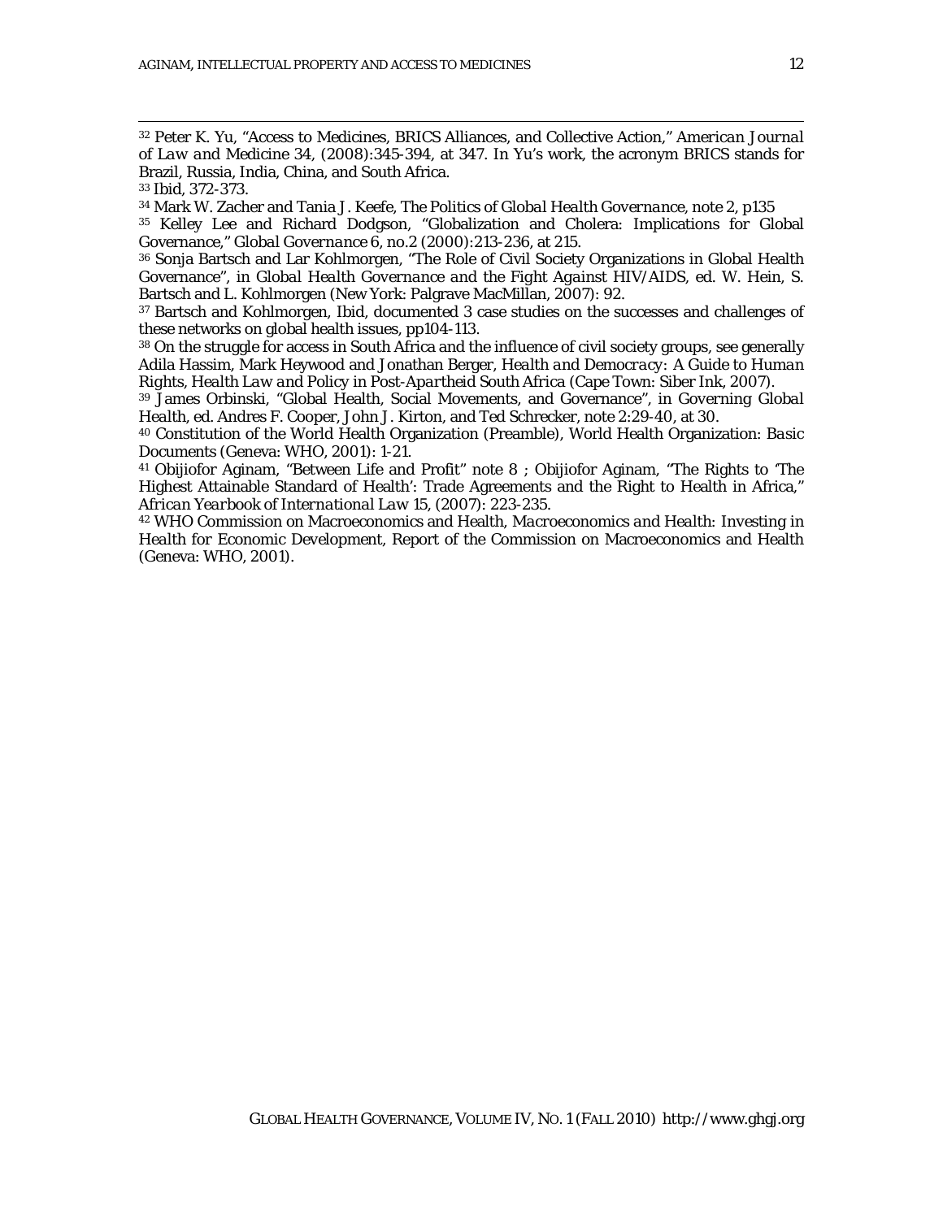[32] Peter K. Yu, "Access to Medicines, BRICS Alliances, and Collective Action," *American Journal of Law and Medicine* 34, (2008):345-394, at 347. In Yu's work, the acronym BRICS stands for Brazil, Russia, India, China, and South Africa.

[33] Ibid, 372-373.

[34] Mark W. Zacher and Tania J. Keefe, *The Politics of Global Health Governance*, note 2, p135

[35] Kelley Lee and Richard Dodgson, "Globalization and Cholera: Implications for Global Governance," *Global Governance* 6, no.2 (2000):213-236, at 215.

[36] Sonja Bartsch and Lar Kohlmorgen, "The Role of Civil Society Organizations in Global Health Governance", in *Global Health Governance and the Fight Against HIV/AIDS*, ed. W. Hein, S. Bartsch and L. Kohlmorgen (New York: Palgrave MacMillan, 2007): 92.

[37] Bartsch and Kohlmorgen, Ibid, documented 3 case studies on the successes and challenges of these networks on global health issues, pp104-113.

[38] On the struggle for access in South Africa and the influence of civil society groups, see generally Adila Hassim, Mark Heywood and Jonathan Berger, *Health and Democracy: A Guide to Human Rights, Health Law and Policy in Post-Apartheid South Africa* (Cape Town: Siber Ink, 2007).

[39] James Orbinski, "Global Health, Social Movements, and Governance", in *Governing Global Health*, ed. Andres F. Cooper, John J. Kirton, and Ted Schrecker, note 2:29-40, at 30.

[40] Constitution of the World Health Organization (Preamble), *World Health Organization: Basic Documents* (Geneva: WHO, 2001): 1-21.

[41] Obijiofor Aginam, "Between Life and Profit" note 8 ; Obijiofor Aginam, "The Rights to 'The Highest Attainable Standard of Health': Trade Agreements and the Right to Health in Africa," *African Yearbook of International Law* 15, (2007): 223-235.

[42] WHO Commission on Macroeconomics and Health, *Macroeconomics and Health: Investing in Health for Economic Development*, Report of the Commission on Macroeconomics and Health (Geneva: WHO, 2001).